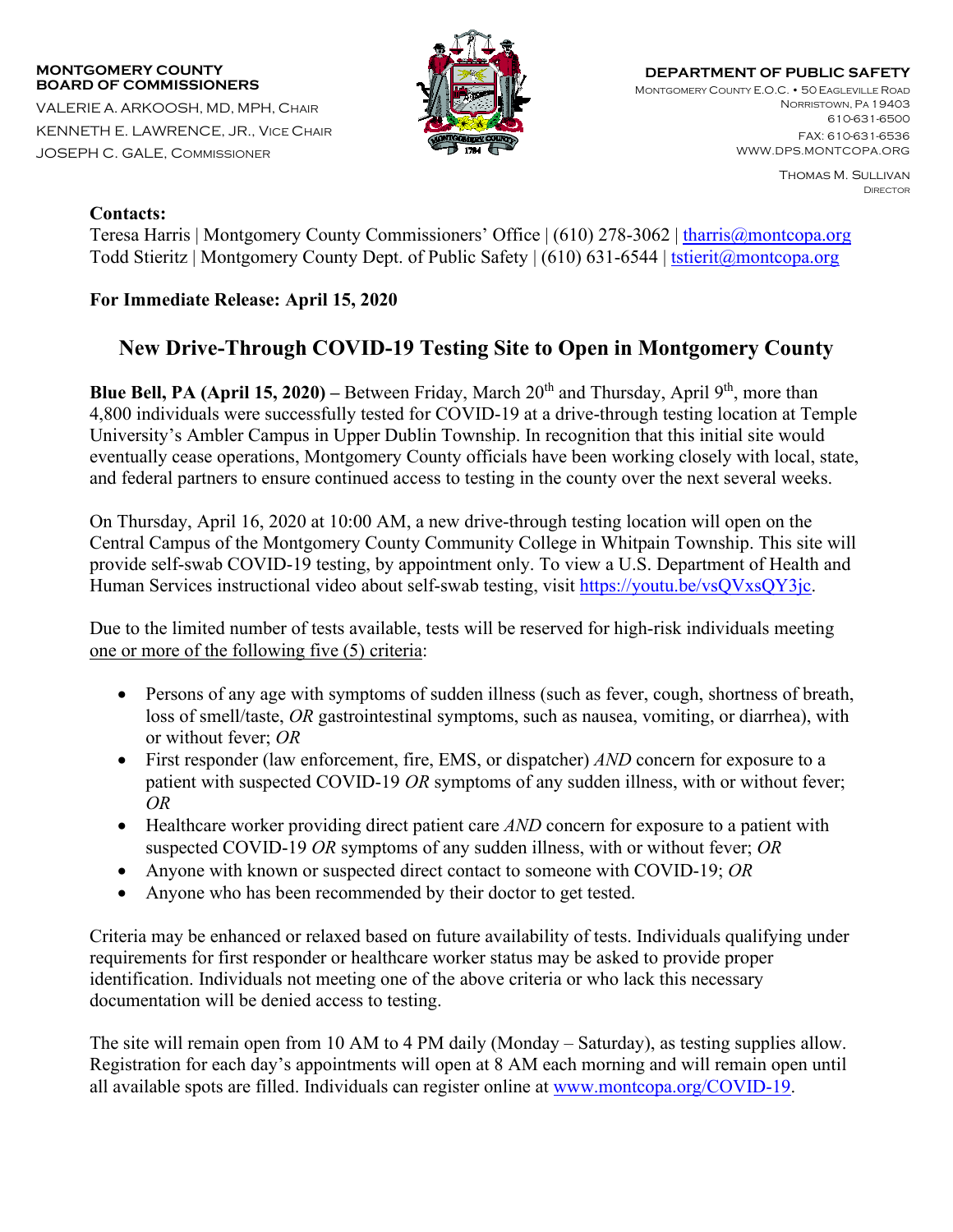**MONTGOMERY COUNTY**
**BOARD OF COMMISSIONERS**

VALERIE A. ARKOOSH, MD, MPH, CHAIR
KENNETH E. LAWRENCE, JR., VICE CHAIR
JOSEPH C. GALE, COMMISSIONER

**DEPARTMENT OF PUBLIC SAFETY**

MONTGOMERY COUNTY E.O.C. • 50 EAGLEVILLE ROAD
NORRISTOWN, PA 19403
610-631-6500
FAX: 610-631-6536
WWW.DPS.MONTCOPA.ORG

THOMAS M. SULLIVAN
DIRECTOR

**Contacts:**
Teresa Harris | Montgomery County Commissioners' Office | (610) 278-3062 | tharris@montcopa.org
Todd Stieritz | Montgomery County Dept. of Public Safety | (610) 631-6544 | tstierit@montcopa.org

**For Immediate Release: April 15, 2020**

# New Drive-Through COVID-19 Testing Site to Open in Montgomery County

**Blue Bell, PA (April 15, 2020) –** Between Friday, March 20th and Thursday, April 9th, more than 4,800 individuals were successfully tested for COVID-19 at a drive-through testing location at Temple University's Ambler Campus in Upper Dublin Township. In recognition that this initial site would eventually cease operations, Montgomery County officials have been working closely with local, state, and federal partners to ensure continued access to testing in the county over the next several weeks.

On Thursday, April 16, 2020 at 10:00 AM, a new drive-through testing location will open on the Central Campus of the Montgomery County Community College in Whitpain Township. This site will provide self-swab COVID-19 testing, by appointment only. To view a U.S. Department of Health and Human Services instructional video about self-swab testing, visit https://youtu.be/vsQVxsQY3jc.

Due to the limited number of tests available, tests will be reserved for high-risk individuals meeting one or more of the following five (5) criteria:

- Persons of any age with symptoms of sudden illness (such as fever, cough, shortness of breath, loss of smell/taste, *OR* gastrointestinal symptoms, such as nausea, vomiting, or diarrhea), with or without fever; *OR*
- First responder (law enforcement, fire, EMS, or dispatcher) *AND* concern for exposure to a patient with suspected COVID-19 *OR* symptoms of any sudden illness, with or without fever; *OR*
- Healthcare worker providing direct patient care *AND* concern for exposure to a patient with suspected COVID-19 *OR* symptoms of any sudden illness, with or without fever; *OR*
- Anyone with known or suspected direct contact to someone with COVID-19; *OR*
- Anyone who has been recommended by their doctor to get tested.

Criteria may be enhanced or relaxed based on future availability of tests. Individuals qualifying under requirements for first responder or healthcare worker status may be asked to provide proper identification. Individuals not meeting one of the above criteria or who lack this necessary documentation will be denied access to testing.

The site will remain open from 10 AM to 4 PM daily (Monday – Saturday), as testing supplies allow. Registration for each day's appointments will open at 8 AM each morning and will remain open until all available spots are filled. Individuals can register online at www.montcopa.org/COVID-19.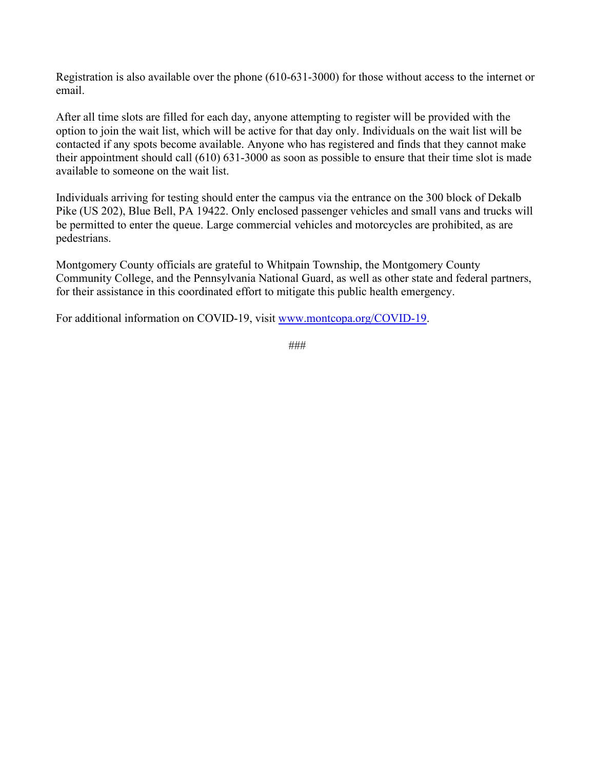Registration is also available over the phone (610-631-3000) for those without access to the internet or email.

After all time slots are filled for each day, anyone attempting to register will be provided with the option to join the wait list, which will be active for that day only. Individuals on the wait list will be contacted if any spots become available. Anyone who has registered and finds that they cannot make their appointment should call (610) 631-3000 as soon as possible to ensure that their time slot is made available to someone on the wait list.

Individuals arriving for testing should enter the campus via the entrance on the 300 block of Dekalb Pike (US 202), Blue Bell, PA 19422. Only enclosed passenger vehicles and small vans and trucks will be permitted to enter the queue. Large commercial vehicles and motorcycles are prohibited, as are pedestrians.

Montgomery County officials are grateful to Whitpain Township, the Montgomery County Community College, and the Pennsylvania National Guard, as well as other state and federal partners, for their assistance in this coordinated effort to mitigate this public health emergency.

For additional information on COVID-19, visit [www.montcopa.org/COVID-19](www.montcopa.org/COVID-19).

###